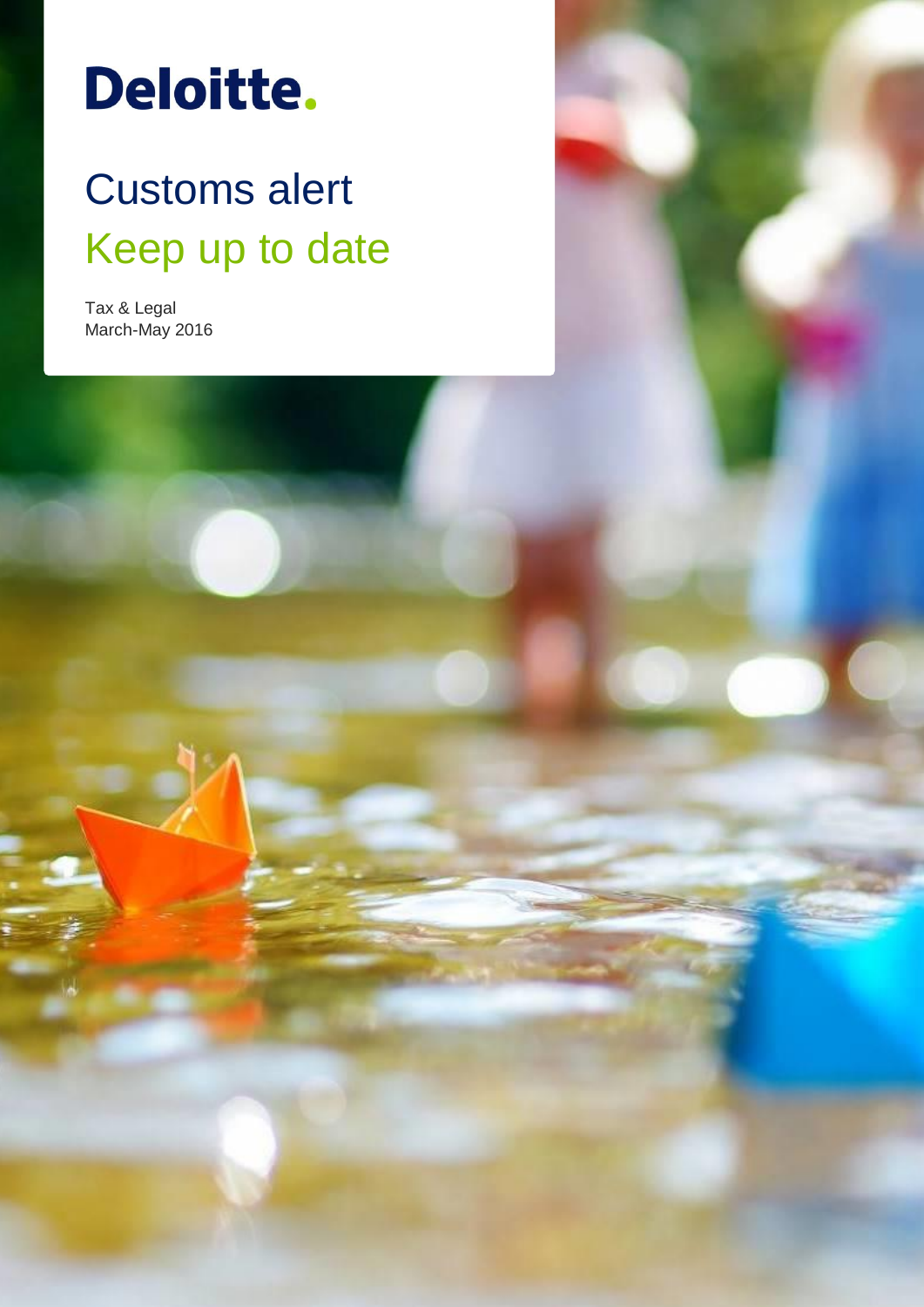# Deloitte.

# Customs alert

## Keep up to date

Tax & Legal
March-May 2016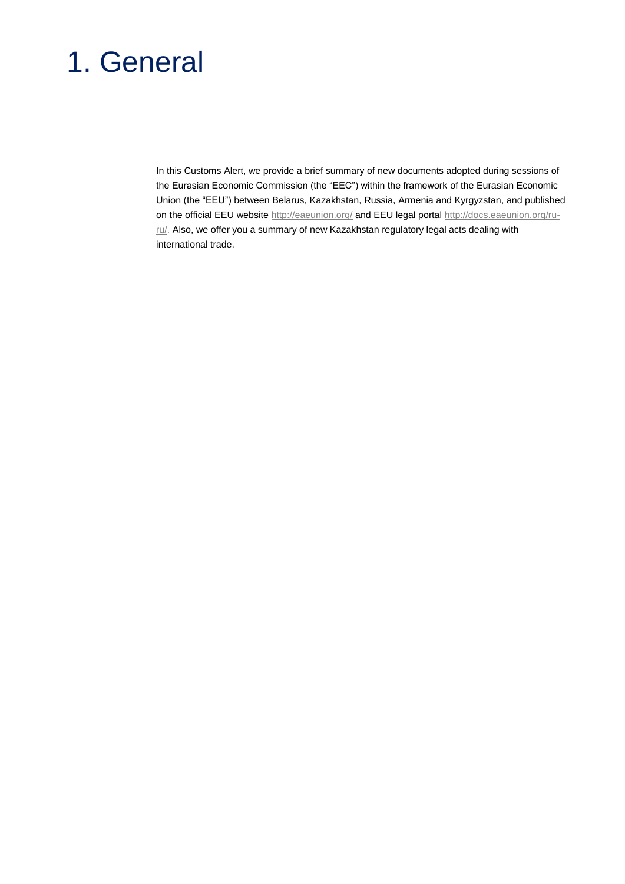# 1. General

In this Customs Alert, we provide a brief summary of new documents adopted during sessions of the Eurasian Economic Commission (the "EEC") within the framework of the Eurasian Economic Union (the "EEU") between Belarus, Kazakhstan, Russia, Armenia and Kyrgyzstan, and published on the official EEU website http://eaeunion.org/ and EEU legal portal http://docs.eaeunion.org/ru-ru/. Also, we offer you a summary of new Kazakhstan regulatory legal acts dealing with international trade.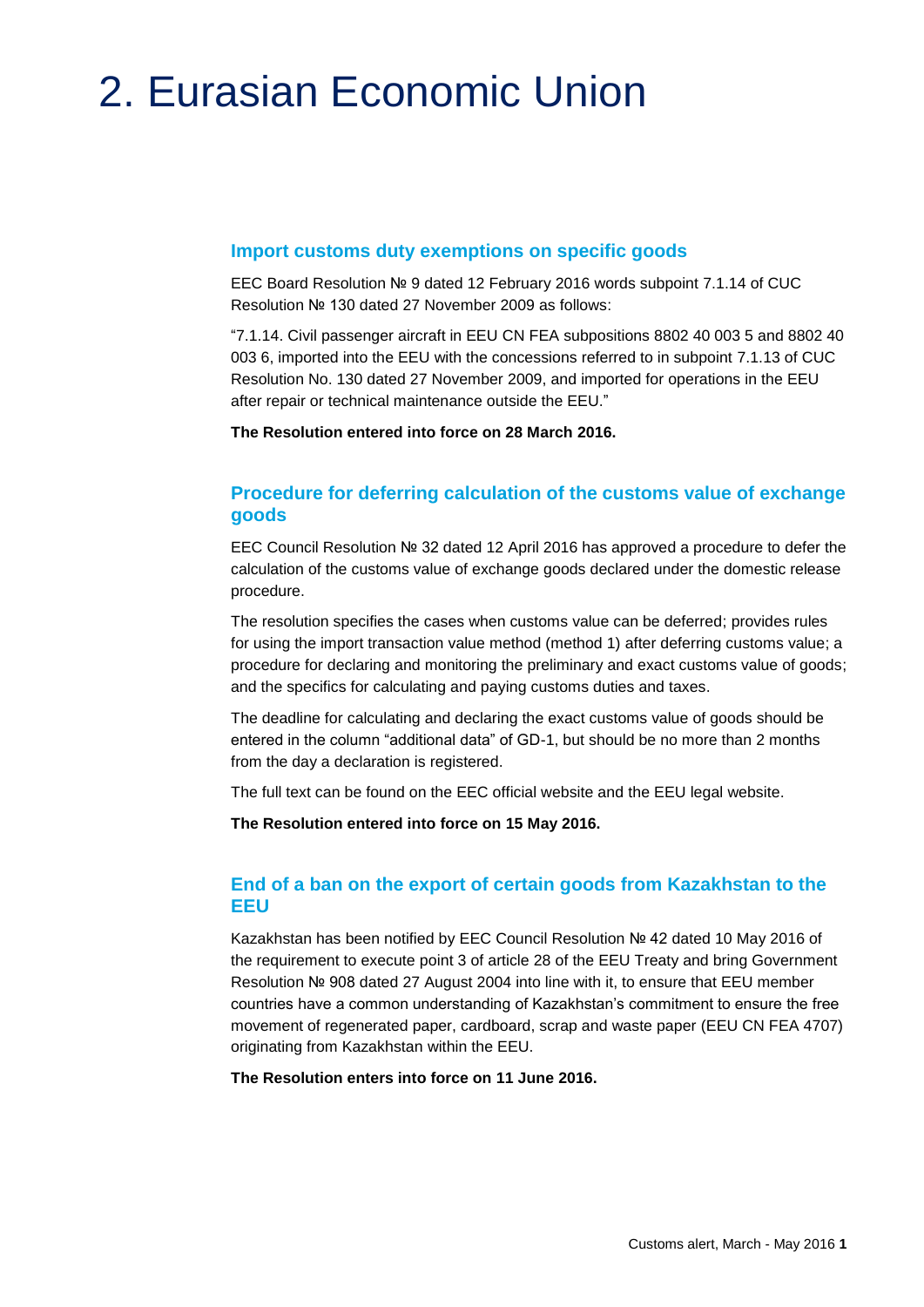# 2. Eurasian Economic Union

## Import customs duty exemptions on specific goods

EEC Board Resolution № 9 dated 12 February 2016 words subpoint 7.1.14 of CUC Resolution № 130 dated 27 November 2009 as follows:

"7.1.14. Civil passenger aircraft in EEU CN FEA subpositions 8802 40 003 5 and 8802 40 003 6, imported into the EEU with the concessions referred to in subpoint 7.1.13 of CUC Resolution No. 130 dated 27 November 2009, and imported for operations in the EEU after repair or technical maintenance outside the EEU."

**The Resolution entered into force on 28 March 2016.**

## Procedure for deferring calculation of the customs value of exchange goods

EEC Council Resolution № 32 dated 12 April 2016 has approved a procedure to defer the calculation of the customs value of exchange goods declared under the domestic release procedure.

The resolution specifies the cases when customs value can be deferred; provides rules for using the import transaction value method (method 1) after deferring customs value; a procedure for declaring and monitoring the preliminary and exact customs value of goods; and the specifics for calculating and paying customs duties and taxes.

The deadline for calculating and declaring the exact customs value of goods should be entered in the column "additional data" of GD-1, but should be no more than 2 months from the day a declaration is registered.

The full text can be found on the EEC official website and the EEU legal website.

**The Resolution entered into force on 15 May 2016.**

## End of a ban on the export of certain goods from Kazakhstan to the EEU

Kazakhstan has been notified by EEC Council Resolution № 42 dated 10 May 2016 of the requirement to execute point 3 of article 28 of the EEU Treaty and bring Government Resolution № 908 dated 27 August 2004 into line with it, to ensure that EEU member countries have a common understanding of Kazakhstan's commitment to ensure the free movement of regenerated paper, cardboard, scrap and waste paper (EEU CN FEA 4707) originating from Kazakhstan within the EEU.

**The Resolution enters into force on 11 June 2016.**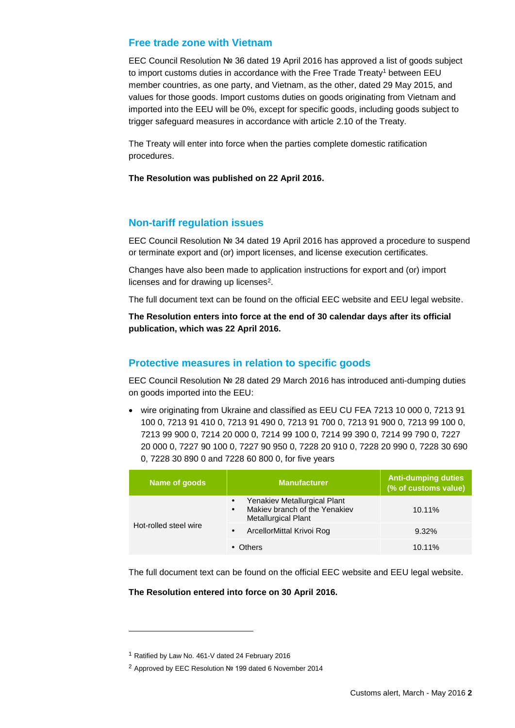## Free trade zone with Vietnam

EEC Council Resolution № 36 dated 19 April 2016 has approved a list of goods subject to import customs duties in accordance with the Free Trade Treaty[1] between EEU member countries, as one party, and Vietnam, as the other, dated 29 May 2015, and values for those goods. Import customs duties on goods originating from Vietnam and imported into the EEU will be 0%, except for specific goods, including goods subject to trigger safeguard measures in accordance with article 2.10 of the Treaty.

The Treaty will enter into force when the parties complete domestic ratification procedures.

**The Resolution was published on 22 April 2016.**

## Non-tariff regulation issues

EEC Council Resolution № 34 dated 19 April 2016 has approved a procedure to suspend or terminate export and (or) import licenses, and license execution certificates.

Changes have also been made to application instructions for export and (or) import licenses and for drawing up licenses[2].

The full document text can be found on the official EEC website and EEU legal website.

**The Resolution enters into force at the end of 30 calendar days after its official publication, which was 22 April 2016.**

## Protective measures in relation to specific goods

EEC Council Resolution № 28 dated 29 March 2016 has introduced anti-dumping duties on goods imported into the EEU:

- wire originating from Ukraine and classified as EEU CU FEA 7213 10 000 0, 7213 91 100 0, 7213 91 410 0, 7213 91 490 0, 7213 91 700 0, 7213 91 900 0, 7213 99 100 0, 7213 99 900 0, 7214 20 000 0, 7214 99 100 0, 7214 99 390 0, 7214 99 790 0, 7227 20 000 0, 7227 90 100 0, 7227 90 950 0, 7228 20 910 0, 7228 20 990 0, 7228 30 690 0, 7228 30 890 0 and 7228 60 800 0, for five years

| Name of goods | Manufacturer | Anti-dumping duties (% of customs value) |
|---|---|---|
| Hot-rolled steel wire | • Yenakiev Metallurgical Plant<br>• Makiev branch of the Yenakiev Metallurgical Plant | 10.11% |
| | • ArcellorMittal Krivoi Rog | 9.32% |
| | • Others | 10.11% |

The full document text can be found on the official EEC website and EEU legal website.

**The Resolution entered into force on 30 April 2016.**

---

[1] Ratified by Law No. 461-V dated 24 February 2016

[2] Approved by EEC Resolution № 199 dated 6 November 2014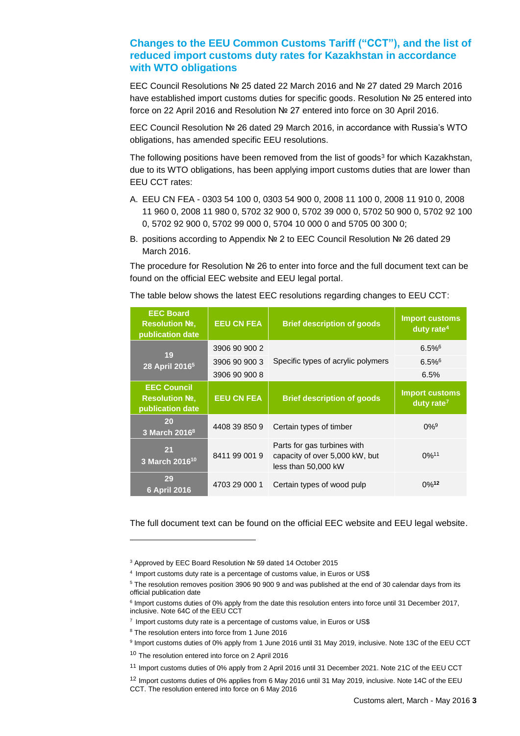## Changes to the EEU Common Customs Tariff ("CCT"), and the list of reduced import customs duty rates for Kazakhstan in accordance with WTO obligations

EEC Council Resolutions № 25 dated 22 March 2016 and № 27 dated 29 March 2016 have established import customs duties for specific goods. Resolution № 25 entered into force on 22 April 2016 and Resolution № 27 entered into force on 30 April 2016.

EEC Council Resolution № 26 dated 29 March 2016, in accordance with Russia's WTO obligations, has amended specific EEU resolutions.

The following positions have been removed from the list of goods[3] for which Kazakhstan, due to its WTO obligations, has been applying import customs duties that are lower than EEU CCT rates:

A. EEU CN FEA - 0303 54 100 0, 0303 54 900 0, 2008 11 100 0, 2008 11 910 0, 2008 11 960 0, 2008 11 980 0, 5702 32 900 0, 5702 39 000 0, 5702 50 900 0, 5702 92 100 0, 5702 92 900 0, 5702 99 000 0, 5704 10 000 0 and 5705 00 300 0;

B. positions according to Appendix № 2 to EEC Council Resolution № 26 dated 29 March 2016.

The procedure for Resolution № 26 to enter into force and the full document text can be found on the official EEC website and EEU legal portal.

The table below shows the latest EEC resolutions regarding changes to EEU CCT:

| **EEC Board Resolution №, publication date** | **EEU CN FEA** | **Brief description of goods** | **Import customs duty rate[4]** |
|---|---|---|---|
| **19 28 April 2016[5]** | 3906 90 900 2 | Specific types of acrylic polymers | 6.5%[6] |
| | 3906 90 900 3 | | 6.5%[6] |
| | 3906 90 900 8 | | 6.5% |
| **EEC Council Resolution №, publication date** | **EEU CN FEA** | **Brief description of goods** | **Import customs duty rate[7]** |
| **20 3 March 2016[8]** | 4408 39 850 9 | Certain types of timber | 0%[9] |
| **21 3 March 2016[10]** | 8411 99 001 9 | Parts for gas turbines with capacity of over 5,000 kW, but less than 50,000 kW | 0%[11] |
| **29 6 April 2016** | 4703 29 000 1 | Certain types of wood pulp | 0%[12] |

The full document text can be found on the official EEC website and EEU legal website.

---

[3] Approved by EEC Board Resolution № 59 dated 14 October 2015

[4] Import customs duty rate is a percentage of customs value, in Euros or US$

[5] The resolution removes position 3906 90 900 9 and was published at the end of 30 calendar days from its official publication date

[6] Import customs duties of 0% apply from the date this resolution enters into force until 31 December 2017, inclusive. Note 64C of the EEU CCT

[7] Import customs duty rate is a percentage of customs value, in Euros or US$

[8] The resolution enters into force from 1 June 2016

[9] Import customs duties of 0% apply from 1 June 2016 until 31 May 2019, inclusive. Note 13C of the EEU CCT

[10] The resolution entered into force on 2 April 2016

[11] Import customs duties of 0% apply from 2 April 2016 until 31 December 2021. Note 21C of the EEU CCT

[12] Import customs duties of 0% applies from 6 May 2016 until 31 May 2019, inclusive. Note 14C of the EEU CCT. The resolution entered into force on 6 May 2016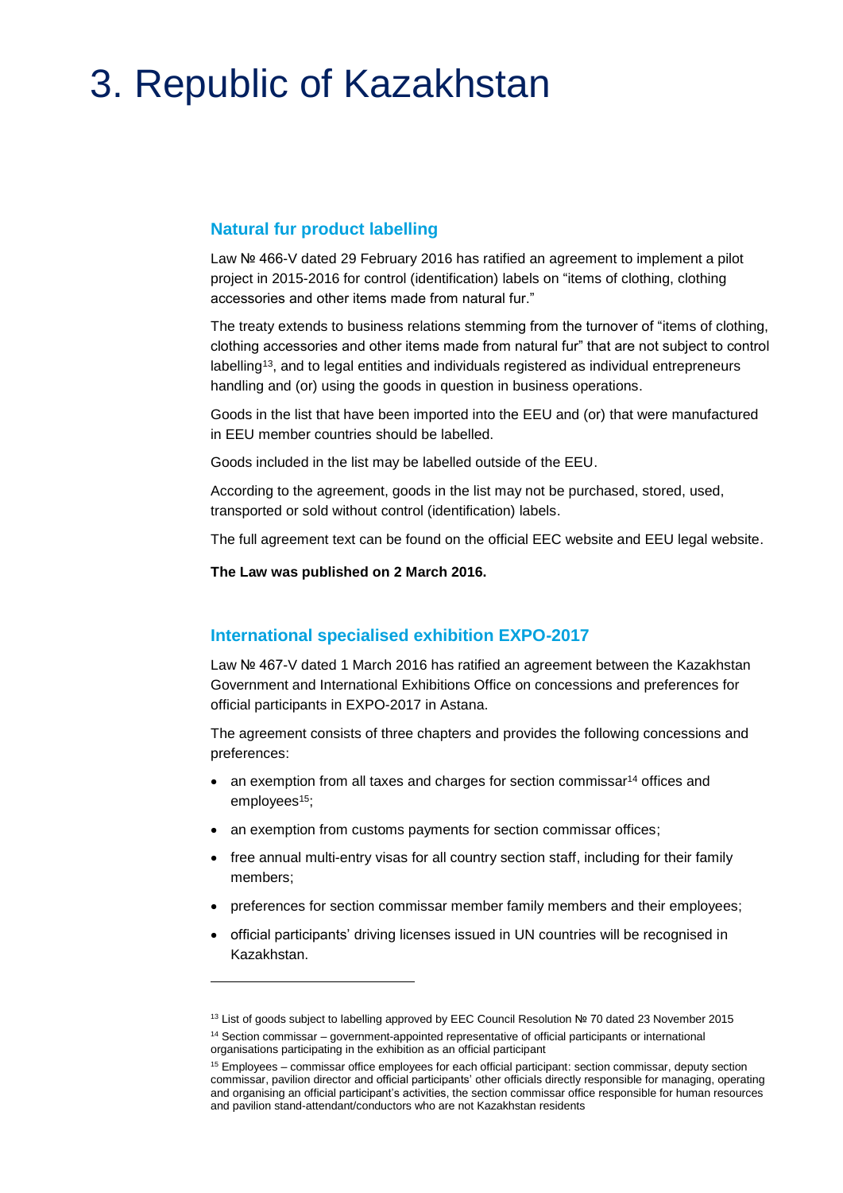# 3. Republic of Kazakhstan

## Natural fur product labelling

Law № 466-V dated 29 February 2016 has ratified an agreement to implement a pilot project in 2015-2016 for control (identification) labels on "items of clothing, clothing accessories and other items made from natural fur."

The treaty extends to business relations stemming from the turnover of "items of clothing, clothing accessories and other items made from natural fur" that are not subject to control labelling[13], and to legal entities and individuals registered as individual entrepreneurs handling and (or) using the goods in question in business operations.

Goods in the list that have been imported into the EEU and (or) that were manufactured in EEU member countries should be labelled.

Goods included in the list may be labelled outside of the EEU.

According to the agreement, goods in the list may not be purchased, stored, used, transported or sold without control (identification) labels.

The full agreement text can be found on the official EEC website and EEU legal website.

**The Law was published on 2 March 2016.**

## International specialised exhibition EXPO-2017

Law № 467-V dated 1 March 2016 has ratified an agreement between the Kazakhstan Government and International Exhibitions Office on concessions and preferences for official participants in EXPO-2017 in Astana.

The agreement consists of three chapters and provides the following concessions and preferences:

- an exemption from all taxes and charges for section commissar[14] offices and employees[15];
- an exemption from customs payments for section commissar offices;
- free annual multi-entry visas for all country section staff, including for their family members;
- preferences for section commissar member family members and their employees;
- official participants' driving licenses issued in UN countries will be recognised in Kazakhstan.

---

[13] List of goods subject to labelling approved by EEC Council Resolution № 70 dated 23 November 2015

[14] Section commissar – government-appointed representative of official participants or international organisations participating in the exhibition as an official participant

[15] Employees – commissar office employees for each official participant: section commissar, deputy section commissar, pavilion director and official participants' other officials directly responsible for managing, operating and organising an official participant's activities, the section commissar office responsible for human resources and pavilion stand-attendant/conductors who are not Kazakhstan residents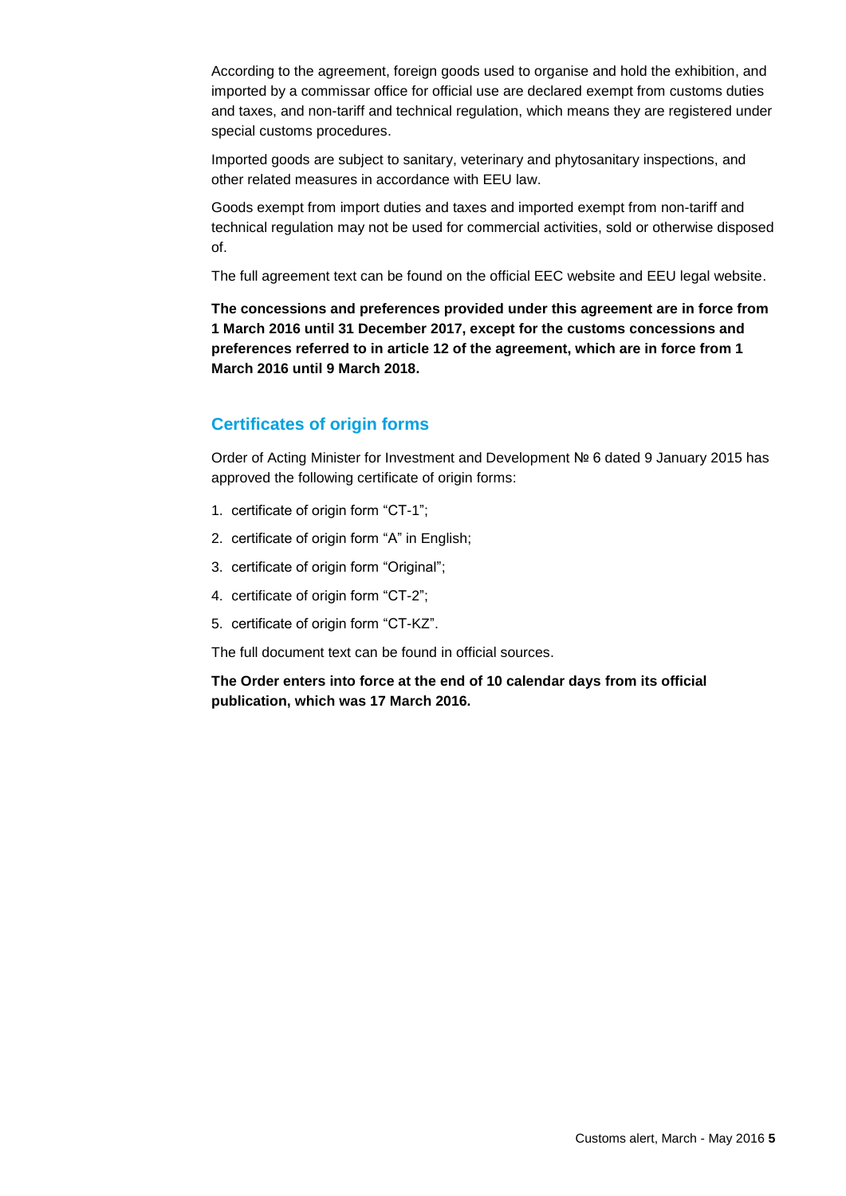According to the agreement, foreign goods used to organise and hold the exhibition, and imported by a commissar office for official use are declared exempt from customs duties and taxes, and non-tariff and technical regulation, which means they are registered under special customs procedures.

Imported goods are subject to sanitary, veterinary and phytosanitary inspections, and other related measures in accordance with EEU law.

Goods exempt from import duties and taxes and imported exempt from non-tariff and technical regulation may not be used for commercial activities, sold or otherwise disposed of.

The full agreement text can be found on the official EEC website and EEU legal website.

**The concessions and preferences provided under this agreement are in force from 1 March 2016 until 31 December 2017, except for the customs concessions and preferences referred to in article 12 of the agreement, which are in force from 1 March 2016 until 9 March 2018.**

## Certificates of origin forms

Order of Acting Minister for Investment and Development № 6 dated 9 January 2015 has approved the following certificate of origin forms:

1. certificate of origin form “CT-1”;
2. certificate of origin form “A” in English;
3. certificate of origin form “Original”;
4. certificate of origin form “CT-2”;
5. certificate of origin form “CT-KZ”.

The full document text can be found in official sources.

**The Order enters into force at the end of 10 calendar days from its official publication, which was 17 March 2016.**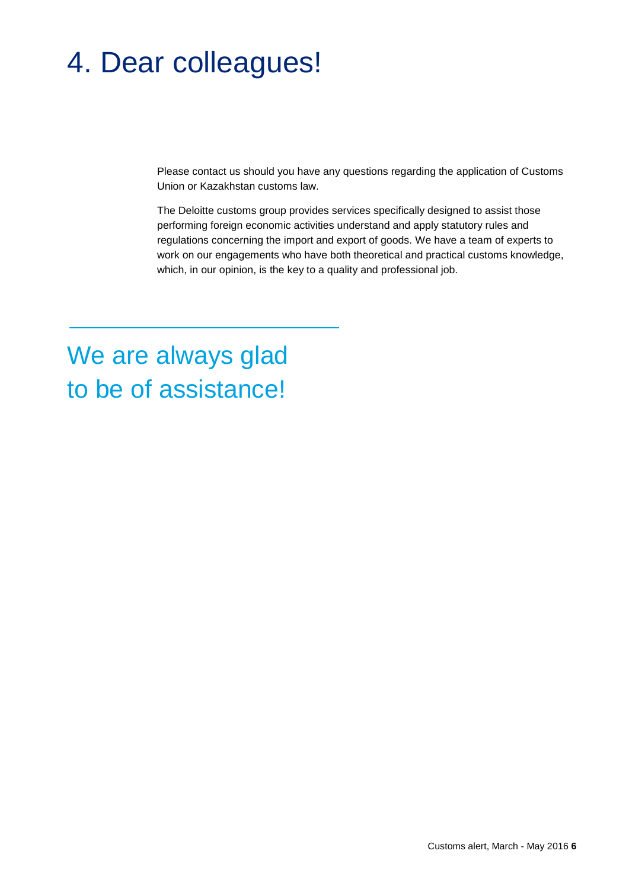# 4. Dear colleagues!

Please contact us should you have any questions regarding the application of Customs Union or Kazakhstan customs law.

The Deloitte customs group provides services specifically designed to assist those performing foreign economic activities understand and apply statutory rules and regulations concerning the import and export of goods. We have a team of experts to work on our engagements who have both theoretical and practical customs knowledge, which, in our opinion, is the key to a quality and professional job.

## We are always glad to be of assistance!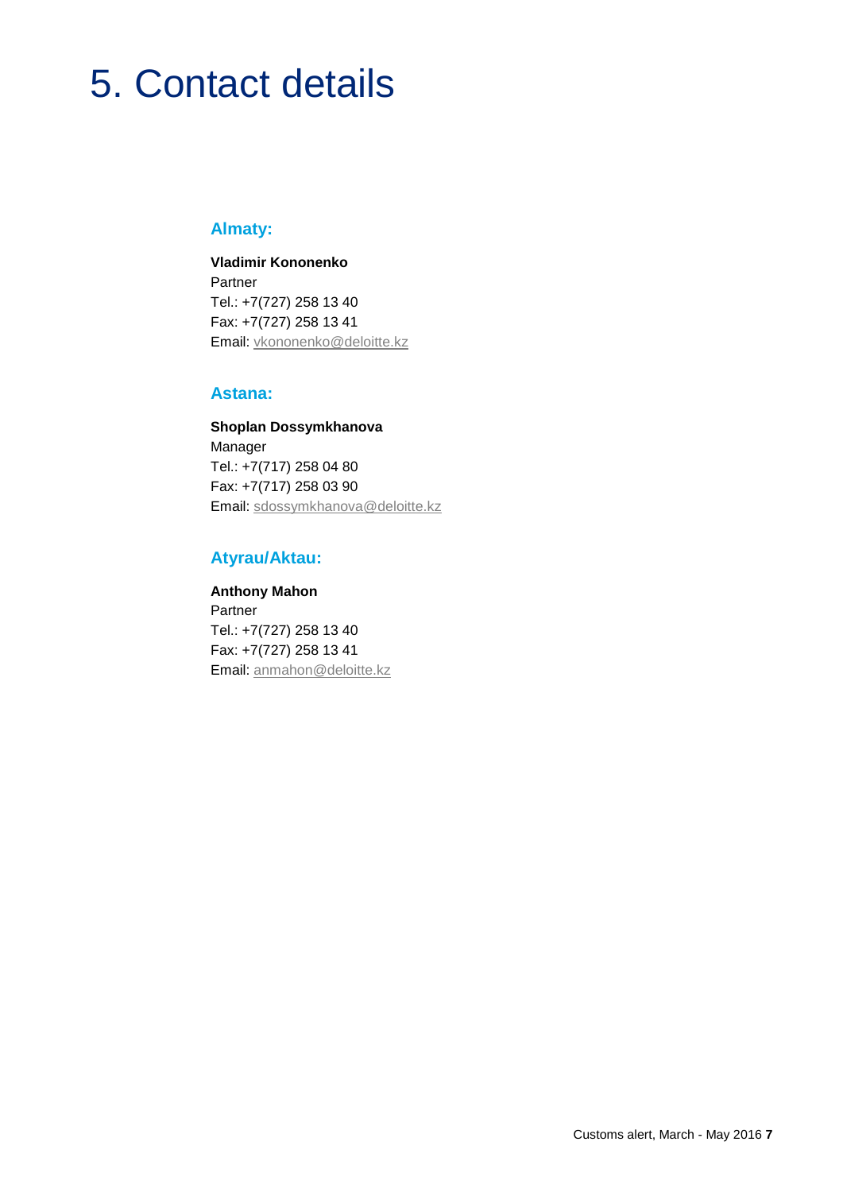# 5. Contact details

### Almaty:

**Vladimir Kononenko**
Partner
Tel.: +7(727) 258 13 40
Fax: +7(727) 258 13 41
Email: vkononenko@deloitte.kz

### Astana:

**Shoplan Dossymkhanova**
Manager
Tel.: +7(717) 258 04 80
Fax: +7(717) 258 03 90
Email: sdossymkhanova@deloitte.kz

### Atyrau/Aktau:

**Anthony Mahon**
Partner
Tel.: +7(727) 258 13 40
Fax: +7(727) 258 13 41
Email: anmahon@deloitte.kz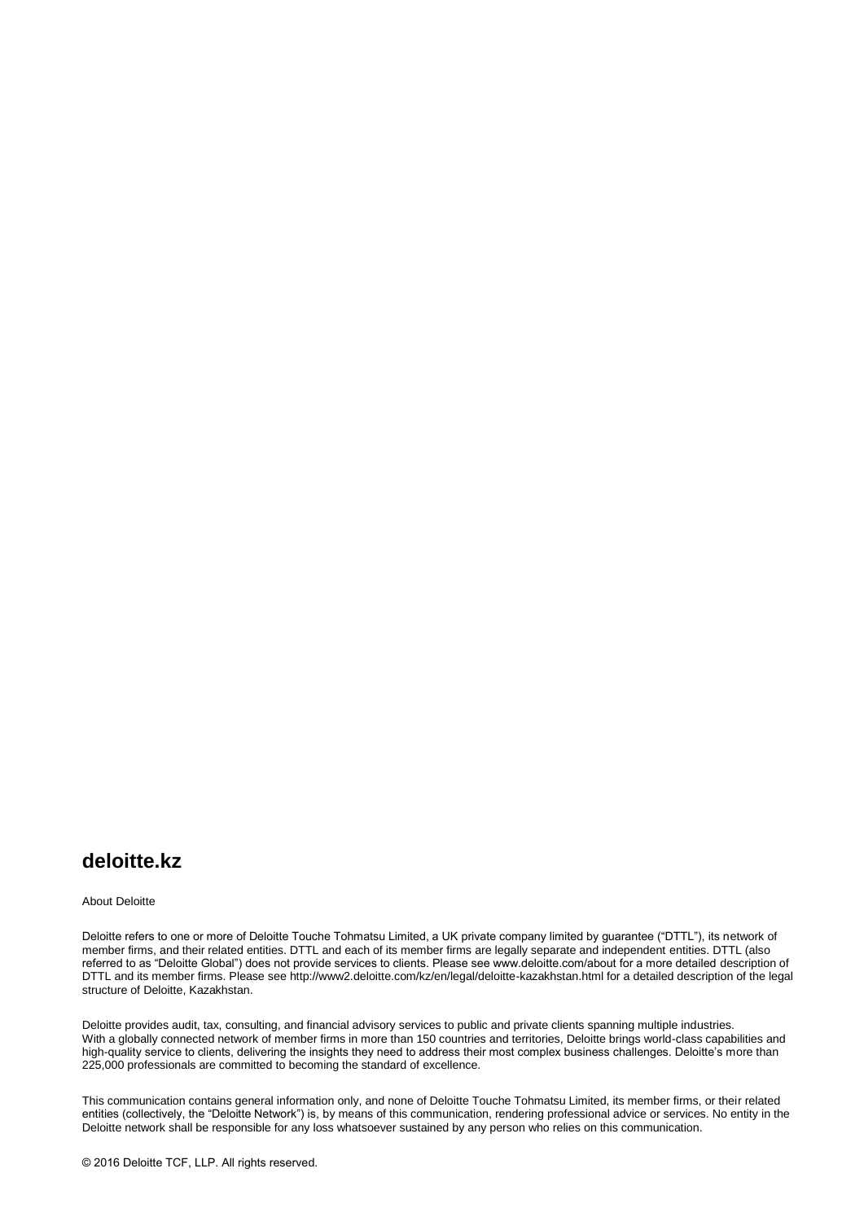## deloitte.kz

About Deloitte

Deloitte refers to one or more of Deloitte Touche Tohmatsu Limited, a UK private company limited by guarantee ("DTTL"), its network of member firms, and their related entities. DTTL and each of its member firms are legally separate and independent entities. DTTL (also referred to as "Deloitte Global") does not provide services to clients. Please see www.deloitte.com/about for a more detailed description of DTTL and its member firms. Please see http://www2.deloitte.com/kz/en/legal/deloitte-kazakhstan.html for a detailed description of the legal structure of Deloitte, Kazakhstan.

Deloitte provides audit, tax, consulting, and financial advisory services to public and private clients spanning multiple industries. With a globally connected network of member firms in more than 150 countries and territories, Deloitte brings world-class capabilities and high-quality service to clients, delivering the insights they need to address their most complex business challenges. Deloitte's more than 225,000 professionals are committed to becoming the standard of excellence.

This communication contains general information only, and none of Deloitte Touche Tohmatsu Limited, its member firms, or their related entities (collectively, the "Deloitte Network") is, by means of this communication, rendering professional advice or services. No entity in the Deloitte network shall be responsible for any loss whatsoever sustained by any person who relies on this communication.

© 2016 Deloitte TCF, LLP. All rights reserved.